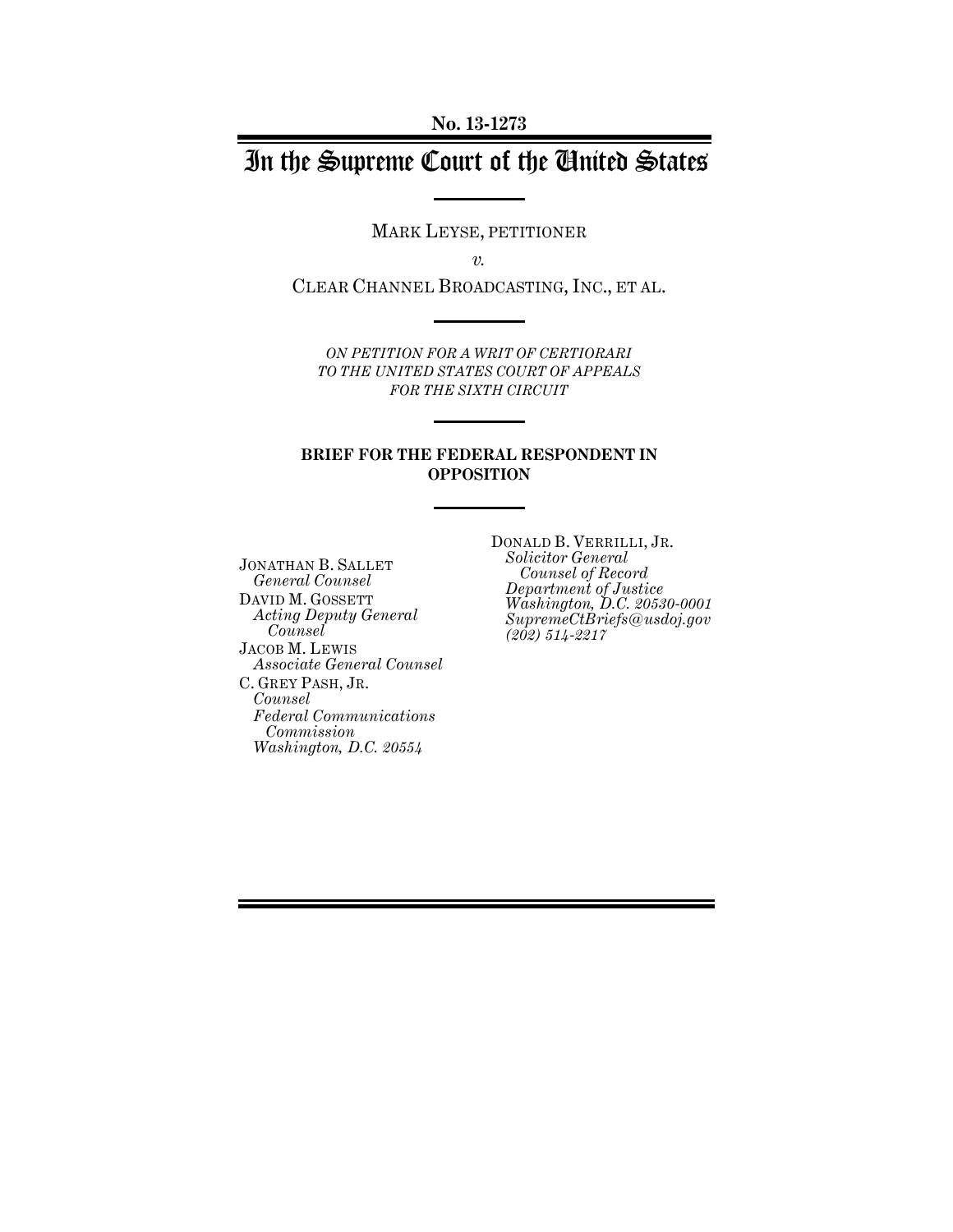**No. 13-1273**

# In the Supreme Court of the United States

MARK LEYSE, PETITIONER

*v.*

CLEAR CHANNEL BROADCASTING, INC., ET AL.

*ON PETITION FOR A WRIT OF CERTIORARI TO THE UNITED STATES COURT OF APPEALS FOR THE SIXTH CIRCUIT*

**BRIEF FOR THE FEDERAL RESPONDENT IN OPPOSITION**

JONATHAN B. SALLET
*General Counsel*
DAVID M. GOSSETT
*Acting Deputy General Counsel*
JACOB M. LEWIS
*Associate General Counsel*
C. GREY PASH, JR.
*Counsel*
*Federal Communications Commission*
*Washington, D.C. 20554*

DONALD B. VERRILLI, JR.
*Solicitor General*
*Counsel of Record*
*Department of Justice*
*Washington, D.C. 20530-0001*
*SupremeCtBriefs@usdoj.gov*
*(202) 514-2217*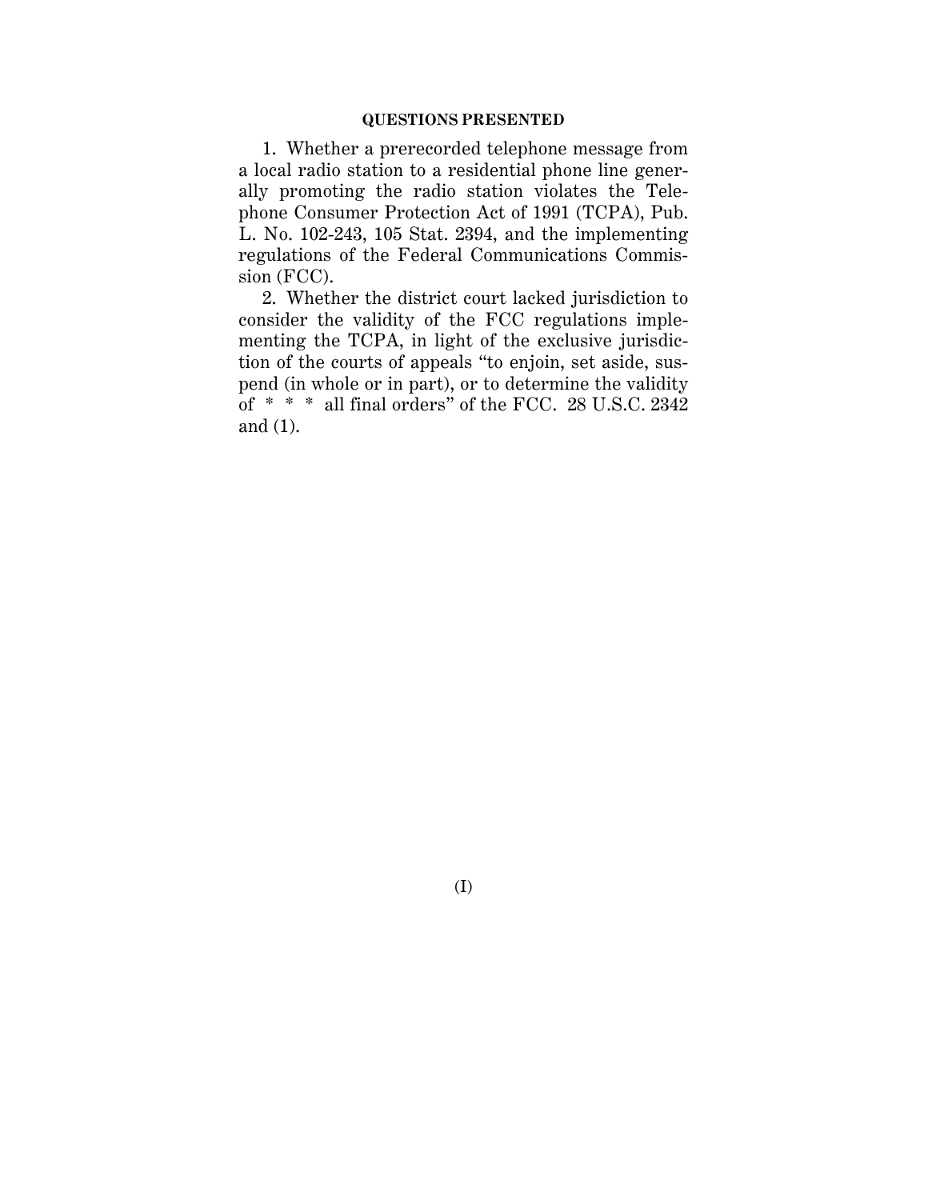## QUESTIONS PRESENTED

1. Whether a prerecorded telephone message from a local radio station to a residential phone line generally promoting the radio station violates the Telephone Consumer Protection Act of 1991 (TCPA), Pub. L. No. 102-243, 105 Stat. 2394, and the implementing regulations of the Federal Communications Commission (FCC).

2. Whether the district court lacked jurisdiction to consider the validity of the FCC regulations implementing the TCPA, in light of the exclusive jurisdiction of the courts of appeals "to enjoin, set aside, suspend (in whole or in part), or to determine the validity of * * * all final orders" of the FCC. 28 U.S.C. 2342 and (1).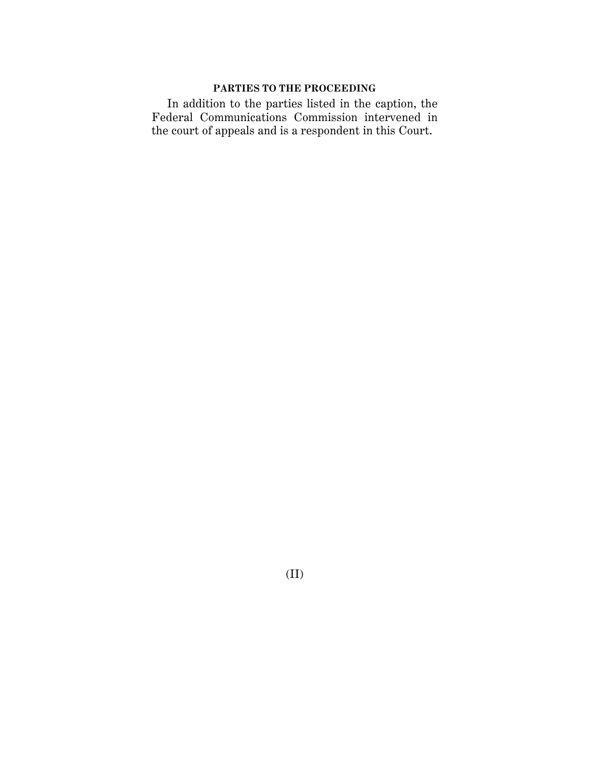## PARTIES TO THE PROCEEDING

In addition to the parties listed in the caption, the Federal Communications Commission intervened in the court of appeals and is a respondent in this Court.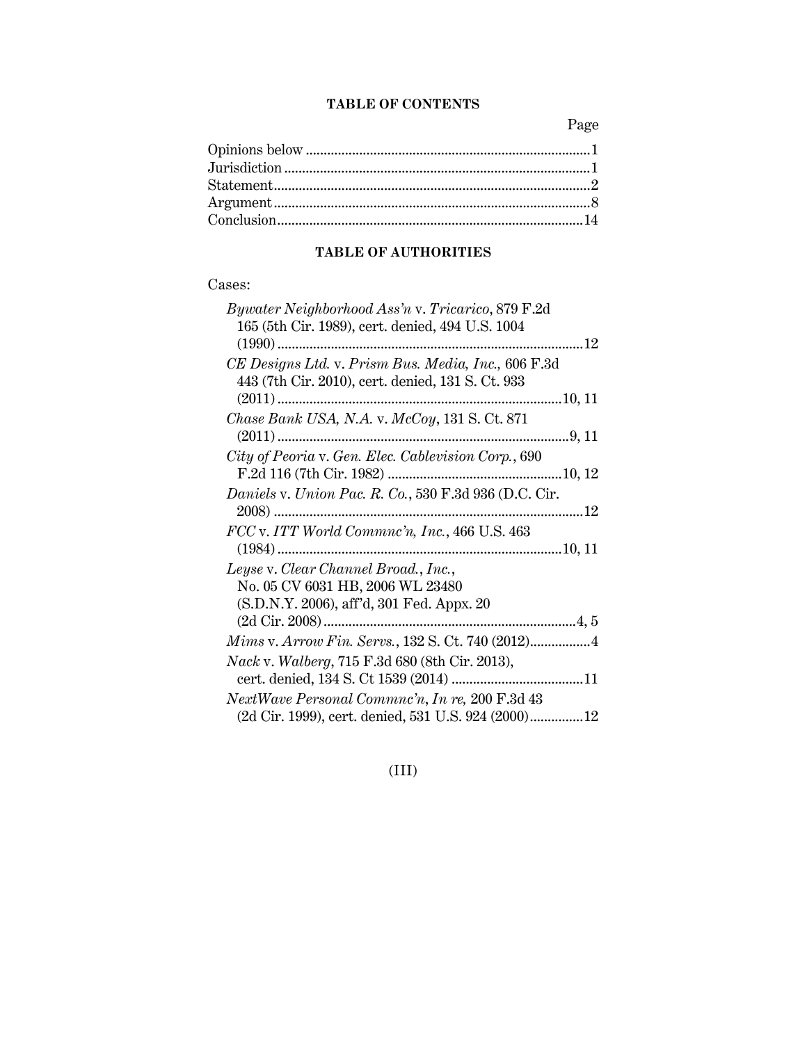## TABLE OF CONTENTS

| | Page |
|---|---|
| Opinions below | 1 |
| Jurisdiction | 1 |
| Statement | 2 |
| Argument | 8 |
| Conclusion | 14 |

## TABLE OF AUTHORITIES

Cases:

*Bywater Neighborhood Ass'n* v. *Tricarico*, 879 F.2d 165 (5th Cir. 1989), cert. denied, 494 U.S. 1004 (1990) ....12

*CE Designs Ltd.* v. *Prism Bus. Media, Inc.*, 606 F.3d 443 (7th Cir. 2010), cert. denied, 131 S. Ct. 933 (2011) ....10, 11

*Chase Bank USA, N.A.* v. *McCoy*, 131 S. Ct. 871 (2011) ....9, 11

*City of Peoria* v. *Gen. Elec. Cablevision Corp.*, 690 F.2d 116 (7th Cir. 1982) ....10, 12

*Daniels* v. *Union Pac. R. Co.*, 530 F.3d 936 (D.C. Cir. 2008) ....12

*FCC* v. *ITT World Commnc'n, Inc.*, 466 U.S. 463 (1984) ....10, 11

*Leyse* v. *Clear Channel Broad., Inc.*, No. 05 CV 6031 HB, 2006 WL 23480 (S.D.N.Y. 2006), aff'd, 301 Fed. Appx. 20 (2d Cir. 2008) ....4, 5

*Mims* v. *Arrow Fin. Servs.*, 132 S. Ct. 740 (2012) ....4

*Nack* v. *Walberg*, 715 F.3d 680 (8th Cir. 2013), cert. denied, 134 S. Ct 1539 (2014) ....11

*NextWave Personal Commnc'n, In re*, 200 F.3d 43 (2d Cir. 1999), cert. denied, 531 U.S. 924 (2000) ....12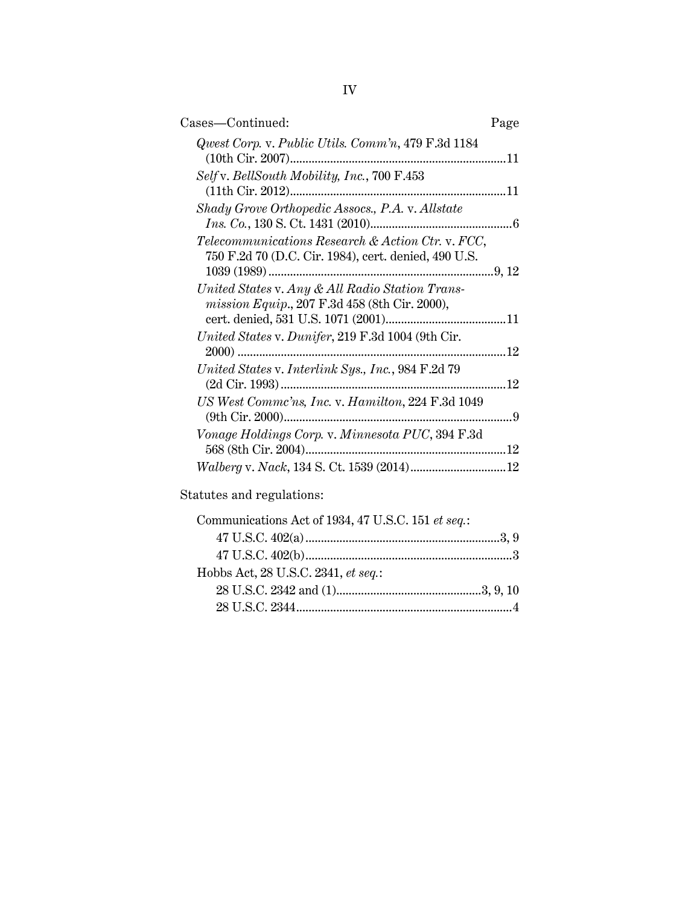Cases—Continued: Page

*Qwest Corp.* v. *Public Utils. Comm'n*, 479 F.3d 1184 (10th Cir. 2007)....................................................................11

*Self* v. *BellSouth Mobility, Inc.*, 700 F.453 (11th Cir. 2012)....................................................................11

*Shady Grove Orthopedic Assocs., P.A.* v. *Allstate Ins. Co.*, 130 S. Ct. 1431 (2010)............................................6

*Telecommunications Research & Action Ctr.* v. *FCC*, 750 F.2d 70 (D.C. Cir. 1984), cert. denied, 490 U.S. 1039 (1989)........................................................................9, 12

*United States* v. *Any & All Radio Station Transmission Equip.*, 207 F.3d 458 (8th Cir. 2000), cert. denied, 531 U.S. 1071 (2001)......................................11

*United States* v. *Dunifer*, 219 F.3d 1004 (9th Cir. 2000) ......................................................................................12

*United States* v. *Interlink Sys., Inc.*, 984 F.2d 79 (2d Cir. 1993)........................................................................12

*US West Commc'ns, Inc.* v. *Hamilton*, 224 F.3d 1049 (9th Cir. 2000).........................................................................9

*Vonage Holdings Corp.* v. *Minnesota PUC*, 394 F.3d 568 (8th Cir. 2004)................................................................12

*Walberg* v. *Nack*, 134 S. Ct. 1539 (2014)..............................12

Statutes and regulations:

Communications Act of 1934, 47 U.S.C. 151 *et seq.*:

- 47 U.S.C. 402(a)..............................................................3, 9
- 47 U.S.C. 402(b)..................................................................3

Hobbs Act, 28 U.S.C. 2341, *et seq.*:

- 28 U.S.C. 2342 and (1)..............................................3, 9, 10
- 28 U.S.C. 2344.....................................................................4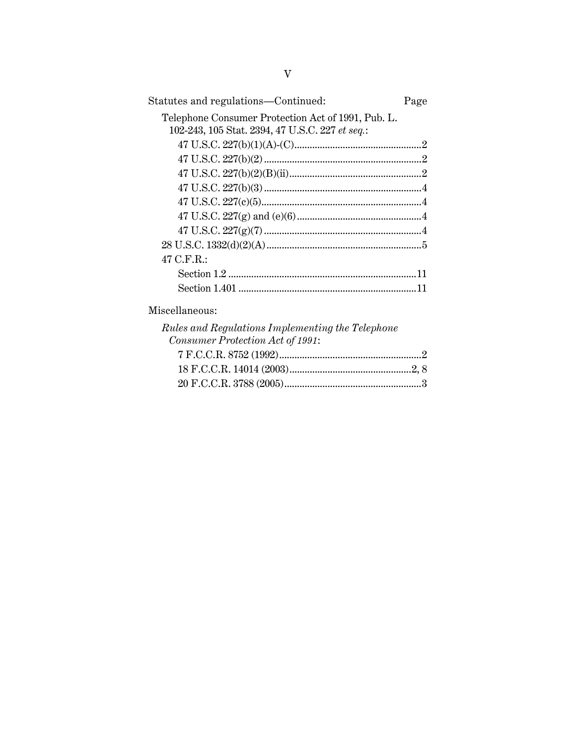Statutes and regulations—Continued: Page

Telephone Consumer Protection Act of 1991, Pub. L. 102-243, 105 Stat. 2394, 47 U.S.C. 227 *et seq.*:

- 47 U.S.C. 227(b)(1)(A)-(C) .......... 2
- 47 U.S.C. 227(b)(2) .......... 2
- 47 U.S.C. 227(b)(2)(B)(ii) .......... 2
- 47 U.S.C. 227(b)(3) .......... 4
- 47 U.S.C. 227(c)(5) .......... 4
- 47 U.S.C. 227(g) and (e)(6) .......... 4
- 47 U.S.C. 227(g)(7) .......... 4

28 U.S.C. 1332(d)(2)(A) .......... 5

47 C.F.R.:

- Section 1.2 .......... 11
- Section 1.401 .......... 11

Miscellaneous:

*Rules and Regulations Implementing the Telephone Consumer Protection Act of 1991*:

- 7 F.C.C.R. 8752 (1992) .......... 2
- 18 F.C.C.R. 14014 (2003) .......... 2, 8
- 20 F.C.C.R. 3788 (2005) .......... 3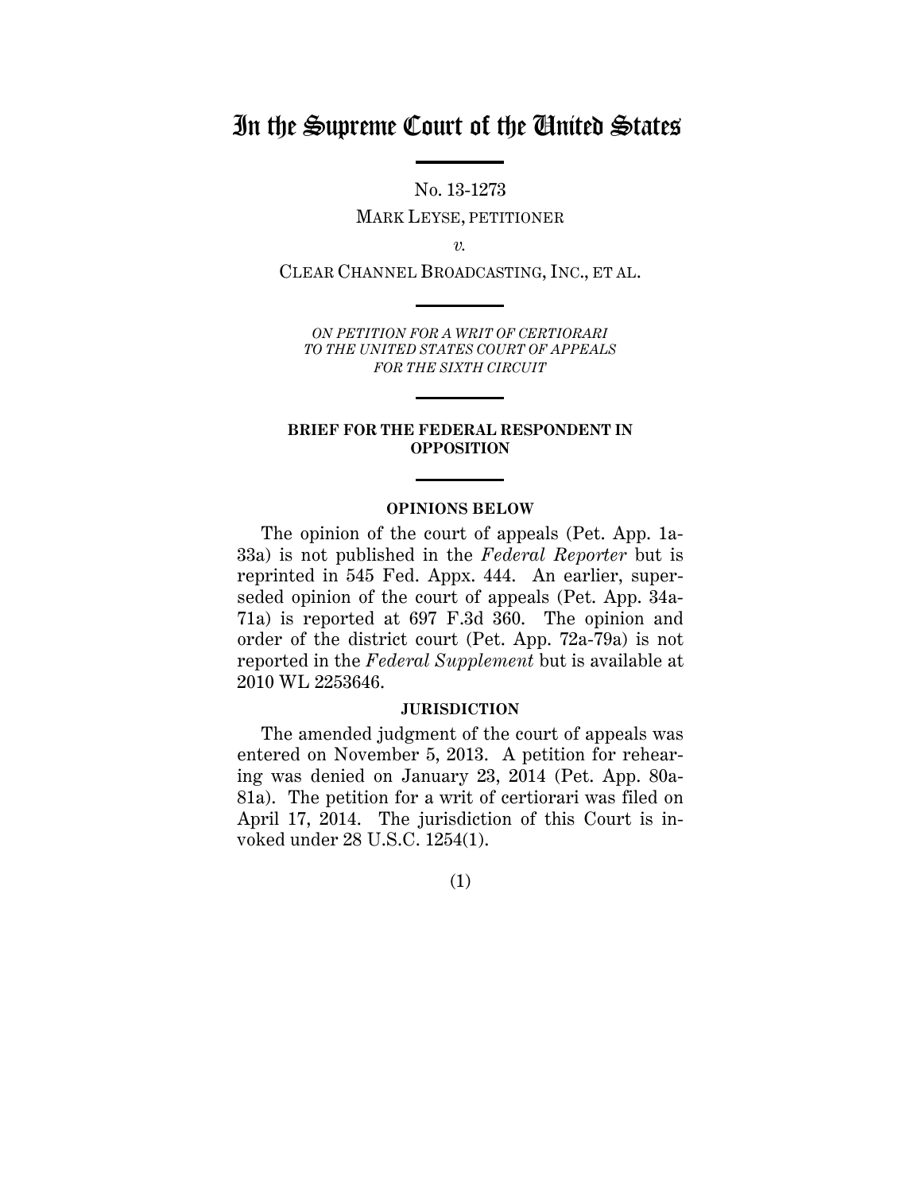# In the Supreme Court of the United States

No. 13-1273

MARK LEYSE, PETITIONER

*v.*

CLEAR CHANNEL BROADCASTING, INC., ET AL.

*ON PETITION FOR A WRIT OF CERTIORARI TO THE UNITED STATES COURT OF APPEALS FOR THE SIXTH CIRCUIT*

**BRIEF FOR THE FEDERAL RESPONDENT IN OPPOSITION**

**OPINIONS BELOW**

The opinion of the court of appeals (Pet. App. 1a-33a) is not published in the *Federal Reporter* but is reprinted in 545 Fed. Appx. 444. An earlier, superseded opinion of the court of appeals (Pet. App. 34a-71a) is reported at 697 F.3d 360. The opinion and order of the district court (Pet. App. 72a-79a) is not reported in the *Federal Supplement* but is available at 2010 WL 2253646.

**JURISDICTION**

The amended judgment of the court of appeals was entered on November 5, 2013. A petition for rehearing was denied on January 23, 2014 (Pet. App. 80a-81a). The petition for a writ of certiorari was filed on April 17, 2014. The jurisdiction of this Court is invoked under 28 U.S.C. 1254(1).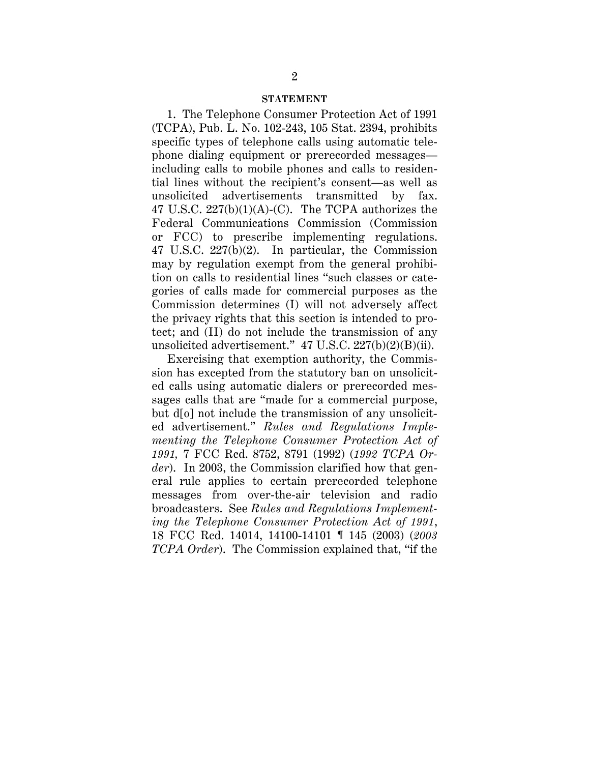**STATEMENT**

1. The Telephone Consumer Protection Act of 1991 (TCPA), Pub. L. No. 102-243, 105 Stat. 2394, prohibits specific types of telephone calls using automatic telephone dialing equipment or prerecorded messages—including calls to mobile phones and calls to residential lines without the recipient's consent—as well as unsolicited advertisements transmitted by fax. 47 U.S.C. 227(b)(1)(A)-(C). The TCPA authorizes the Federal Communications Commission (Commission or FCC) to prescribe implementing regulations. 47 U.S.C. 227(b)(2). In particular, the Commission may by regulation exempt from the general prohibition on calls to residential lines "such classes or categories of calls made for commercial purposes as the Commission determines (I) will not adversely affect the privacy rights that this section is intended to protect; and (II) do not include the transmission of any unsolicited advertisement." 47 U.S.C. 227(b)(2)(B)(ii).

Exercising that exemption authority, the Commission has excepted from the statutory ban on unsolicited calls using automatic dialers or prerecorded messages calls that are "made for a commercial purpose, but d[o] not include the transmission of any unsolicited advertisement." *Rules and Regulations Implementing the Telephone Consumer Protection Act of 1991*, 7 FCC Rcd. 8752, 8791 (1992) (*1992 TCPA Order*). In 2003, the Commission clarified how that general rule applies to certain prerecorded telephone messages from over-the-air television and radio broadcasters. See *Rules and Regulations Implementing the Telephone Consumer Protection Act of 1991*, 18 FCC Rcd. 14014, 14100-14101 ¶ 145 (2003) (*2003 TCPA Order*). The Commission explained that, "if the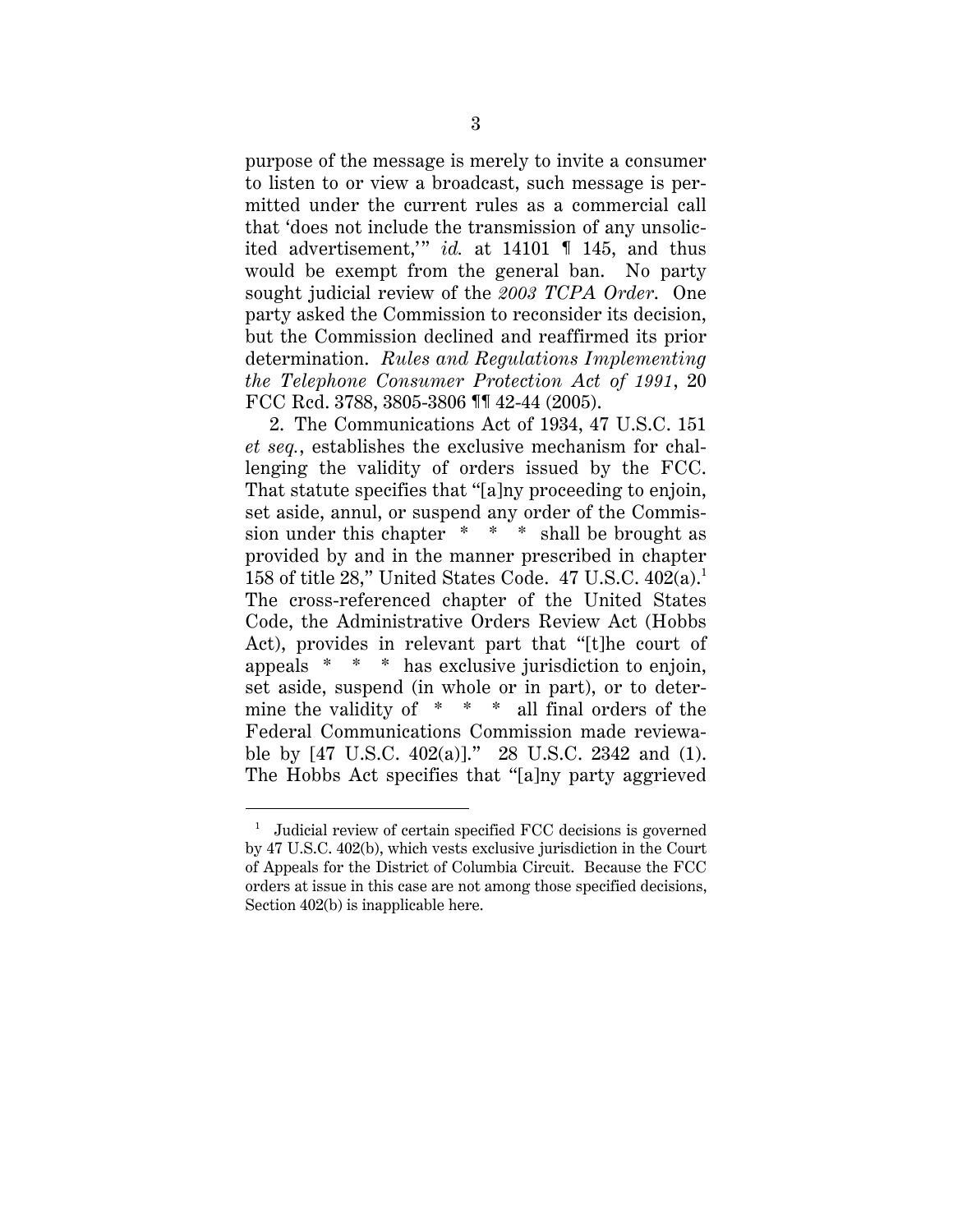purpose of the message is merely to invite a consumer to listen to or view a broadcast, such message is permitted under the current rules as a commercial call that 'does not include the transmission of any unsolicited advertisement,'" *id.* at 14101 ¶ 145, and thus would be exempt from the general ban. No party sought judicial review of the *2003 TCPA Order*. One party asked the Commission to reconsider its decision, but the Commission declined and reaffirmed its prior determination. *Rules and Regulations Implementing the Telephone Consumer Protection Act of 1991*, 20 FCC Rcd. 3788, 3805-3806 ¶¶ 42-44 (2005).

2. The Communications Act of 1934, 47 U.S.C. 151 *et seq.*, establishes the exclusive mechanism for challenging the validity of orders issued by the FCC. That statute specifies that "[a]ny proceeding to enjoin, set aside, annul, or suspend any order of the Commission under this chapter * * * shall be brought as provided by and in the manner prescribed in chapter 158 of title 28," United States Code. 47 U.S.C. 402(a).[1] The cross-referenced chapter of the United States Code, the Administrative Orders Review Act (Hobbs Act), provides in relevant part that "[t]he court of appeals * * * has exclusive jurisdiction to enjoin, set aside, suspend (in whole or in part), or to determine the validity of * * * all final orders of the Federal Communications Commission made reviewable by [47 U.S.C. 402(a)]." 28 U.S.C. 2342 and (1). The Hobbs Act specifies that "[a]ny party aggrieved

---

[1] Judicial review of certain specified FCC decisions is governed by 47 U.S.C. 402(b), which vests exclusive jurisdiction in the Court of Appeals for the District of Columbia Circuit. Because the FCC orders at issue in this case are not among those specified decisions, Section 402(b) is inapplicable here.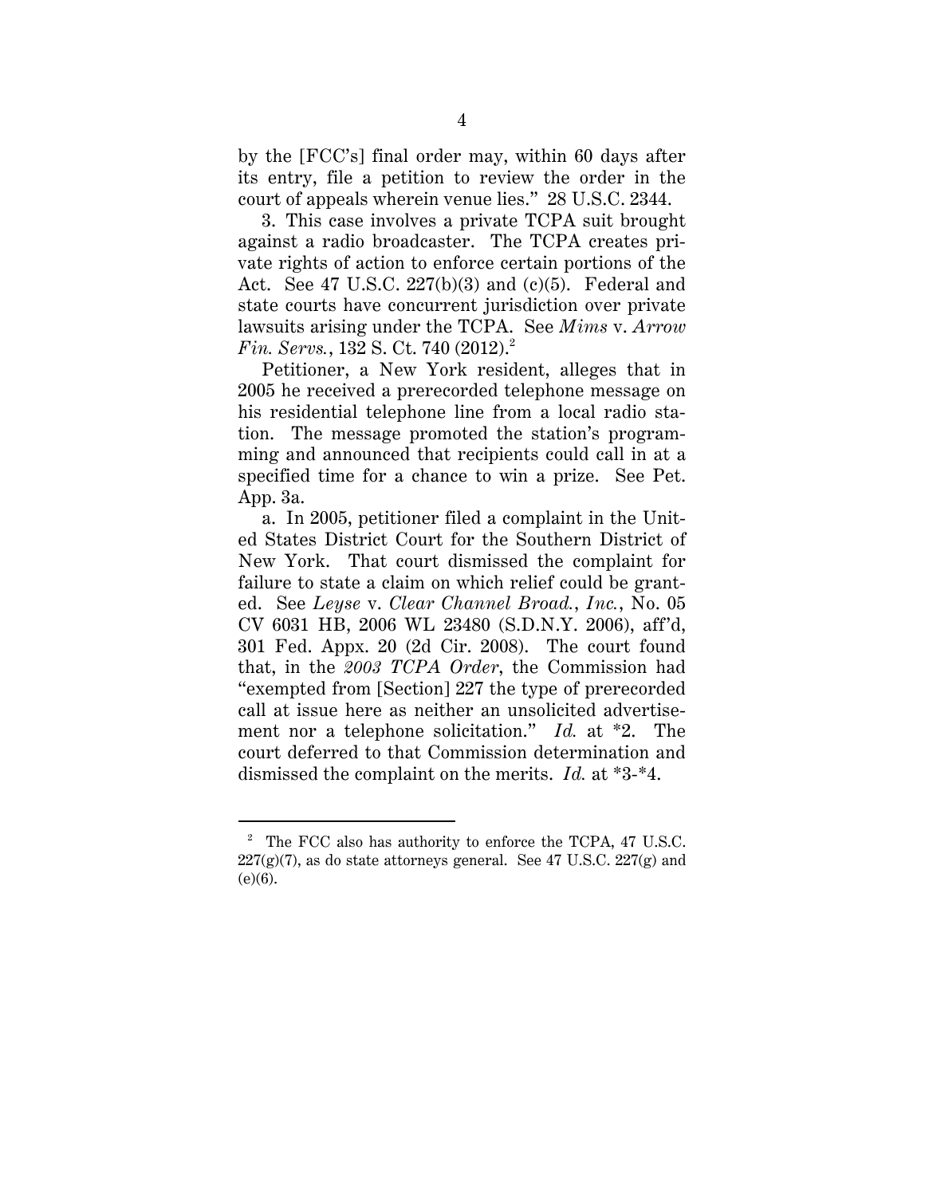by the [FCC's] final order may, within 60 days after its entry, file a petition to review the order in the court of appeals wherein venue lies." 28 U.S.C. 2344.

3. This case involves a private TCPA suit brought against a radio broadcaster. The TCPA creates private rights of action to enforce certain portions of the Act. See 47 U.S.C. 227(b)(3) and (c)(5). Federal and state courts have concurrent jurisdiction over private lawsuits arising under the TCPA. See *Mims* v. *Arrow Fin. Servs.*, 132 S. Ct. 740 (2012).[2]

Petitioner, a New York resident, alleges that in 2005 he received a prerecorded telephone message on his residential telephone line from a local radio station. The message promoted the station's programming and announced that recipients could call in at a specified time for a chance to win a prize. See Pet. App. 3a.

a. In 2005, petitioner filed a complaint in the United States District Court for the Southern District of New York. That court dismissed the complaint for failure to state a claim on which relief could be granted. See *Leyse* v. *Clear Channel Broad., Inc.*, No. 05 CV 6031 HB, 2006 WL 23480 (S.D.N.Y. 2006), aff'd, 301 Fed. Appx. 20 (2d Cir. 2008). The court found that, in the *2003 TCPA Order*, the Commission had "exempted from [Section] 227 the type of prerecorded call at issue here as neither an unsolicited advertisement nor a telephone solicitation." *Id.* at *2. The court deferred to that Commission determination and dismissed the complaint on the merits. *Id.* at *3-*4.

---

[2] The FCC also has authority to enforce the TCPA, 47 U.S.C. 227(g)(7), as do state attorneys general. See 47 U.S.C. 227(g) and (e)(6).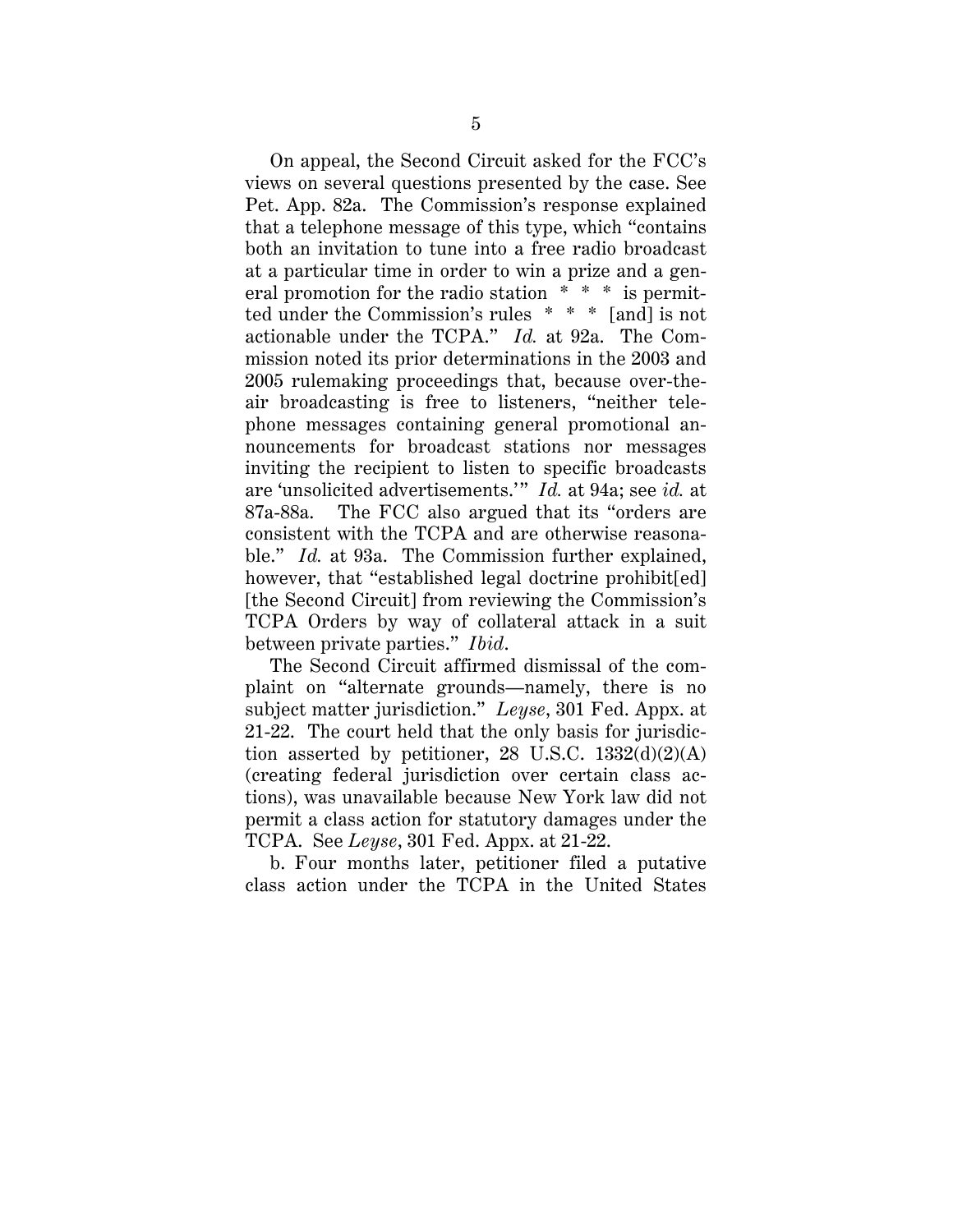On appeal, the Second Circuit asked for the FCC's views on several questions presented by the case. See Pet. App. 82a. The Commission's response explained that a telephone message of this type, which "contains both an invitation to tune into a free radio broadcast at a particular time in order to win a prize and a general promotion for the radio station * * * is permitted under the Commission's rules * * * [and] is not actionable under the TCPA." *Id.* at 92a. The Commission noted its prior determinations in the 2003 and 2005 rulemaking proceedings that, because over-the-air broadcasting is free to listeners, "neither telephone messages containing general promotional announcements for broadcast stations nor messages inviting the recipient to listen to specific broadcasts are 'unsolicited advertisements.'" *Id.* at 94a; see *id.* at 87a-88a. The FCC also argued that its "orders are consistent with the TCPA and are otherwise reasonable." *Id.* at 93a. The Commission further explained, however, that "established legal doctrine prohibit[ed] [the Second Circuit] from reviewing the Commission's TCPA Orders by way of collateral attack in a suit between private parties." *Ibid*.

The Second Circuit affirmed dismissal of the complaint on "alternate grounds—namely, there is no subject matter jurisdiction." *Leyse*, 301 Fed. Appx. at 21-22. The court held that the only basis for jurisdiction asserted by petitioner, 28 U.S.C. 1332(d)(2)(A) (creating federal jurisdiction over certain class actions), was unavailable because New York law did not permit a class action for statutory damages under the TCPA. See *Leyse*, 301 Fed. Appx. at 21-22.

b. Four months later, petitioner filed a putative class action under the TCPA in the United States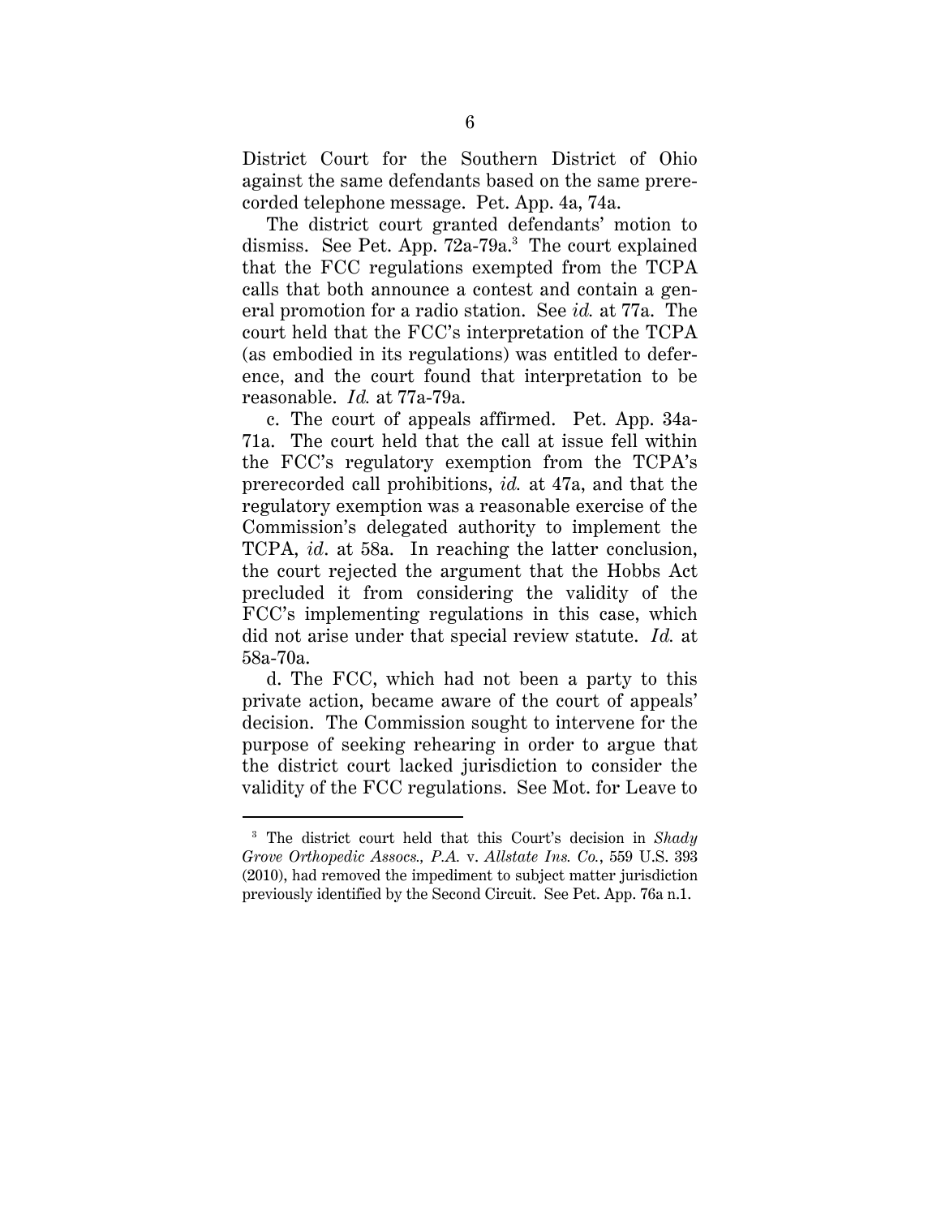District Court for the Southern District of Ohio against the same defendants based on the same prerecorded telephone message. Pet. App. 4a, 74a.

The district court granted defendants' motion to dismiss. See Pet. App. 72a-79a.[3] The court explained that the FCC regulations exempted from the TCPA calls that both announce a contest and contain a general promotion for a radio station. See *id.* at 77a. The court held that the FCC's interpretation of the TCPA (as embodied in its regulations) was entitled to deference, and the court found that interpretation to be reasonable. *Id.* at 77a-79a.

c. The court of appeals affirmed. Pet. App. 34a-71a. The court held that the call at issue fell within the FCC's regulatory exemption from the TCPA's prerecorded call prohibitions, *id.* at 47a, and that the regulatory exemption was a reasonable exercise of the Commission's delegated authority to implement the TCPA, *id*. at 58a. In reaching the latter conclusion, the court rejected the argument that the Hobbs Act precluded it from considering the validity of the FCC's implementing regulations in this case, which did not arise under that special review statute. *Id.* at 58a-70a.

d. The FCC, which had not been a party to this private action, became aware of the court of appeals' decision. The Commission sought to intervene for the purpose of seeking rehearing in order to argue that the district court lacked jurisdiction to consider the validity of the FCC regulations. See Mot. for Leave to

---

[3] The district court held that this Court's decision in *Shady Grove Orthopedic Assocs., P.A.* v. *Allstate Ins. Co.*, 559 U.S. 393 (2010), had removed the impediment to subject matter jurisdiction previously identified by the Second Circuit. See Pet. App. 76a n.1.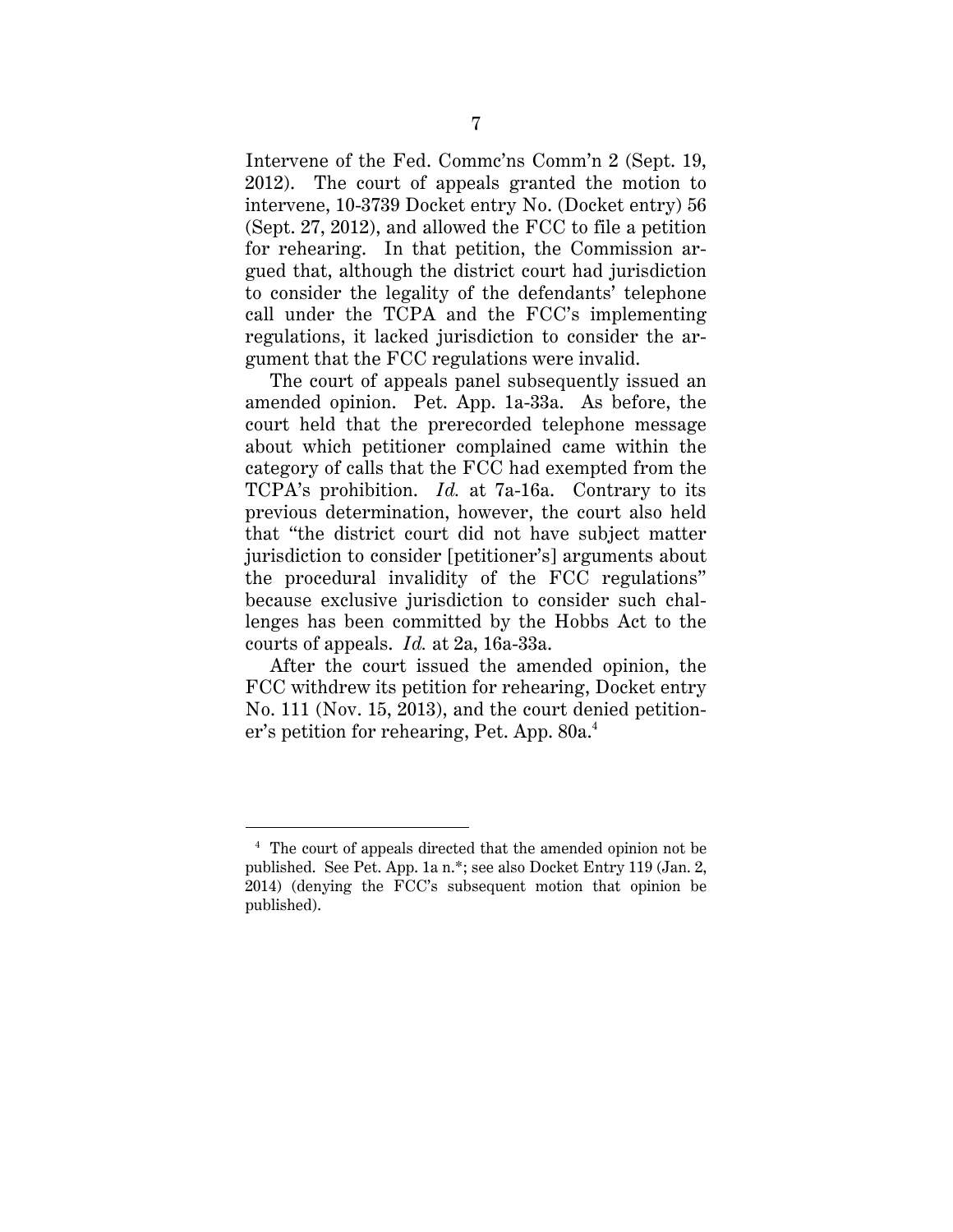Intervene of the Fed. Commc'ns Comm'n 2 (Sept. 19, 2012). The court of appeals granted the motion to intervene, 10-3739 Docket entry No. (Docket entry) 56 (Sept. 27, 2012), and allowed the FCC to file a petition for rehearing. In that petition, the Commission argued that, although the district court had jurisdiction to consider the legality of the defendants' telephone call under the TCPA and the FCC's implementing regulations, it lacked jurisdiction to consider the argument that the FCC regulations were invalid.

The court of appeals panel subsequently issued an amended opinion. Pet. App. 1a-33a. As before, the court held that the prerecorded telephone message about which petitioner complained came within the category of calls that the FCC had exempted from the TCPA's prohibition. *Id.* at 7a-16a. Contrary to its previous determination, however, the court also held that "the district court did not have subject matter jurisdiction to consider [petitioner's] arguments about the procedural invalidity of the FCC regulations" because exclusive jurisdiction to consider such challenges has been committed by the Hobbs Act to the courts of appeals. *Id.* at 2a, 16a-33a.

After the court issued the amended opinion, the FCC withdrew its petition for rehearing, Docket entry No. 111 (Nov. 15, 2013), and the court denied petitioner's petition for rehearing, Pet. App. 80a.[4]

---

[4] The court of appeals directed that the amended opinion not be published. See Pet. App. 1a n.*; see also Docket Entry 119 (Jan. 2, 2014) (denying the FCC's subsequent motion that opinion be published).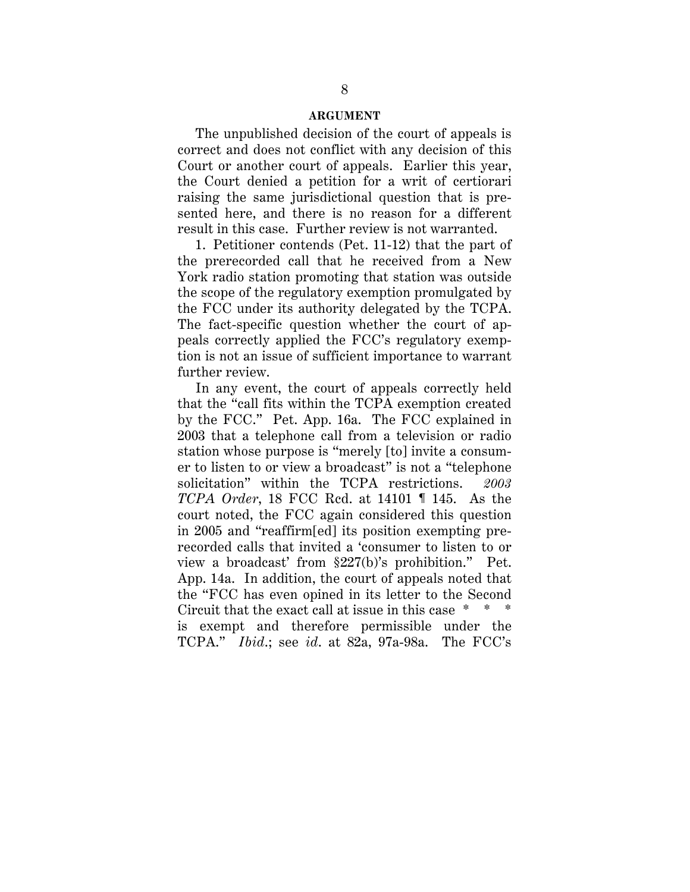## ARGUMENT

The unpublished decision of the court of appeals is correct and does not conflict with any decision of this Court or another court of appeals. Earlier this year, the Court denied a petition for a writ of certiorari raising the same jurisdictional question that is presented here, and there is no reason for a different result in this case. Further review is not warranted.

1. Petitioner contends (Pet. 11-12) that the part of the prerecorded call that he received from a New York radio station promoting that station was outside the scope of the regulatory exemption promulgated by the FCC under its authority delegated by the TCPA. The fact-specific question whether the court of appeals correctly applied the FCC's regulatory exemption is not an issue of sufficient importance to warrant further review.

In any event, the court of appeals correctly held that the "call fits within the TCPA exemption created by the FCC." Pet. App. 16a. The FCC explained in 2003 that a telephone call from a television or radio station whose purpose is "merely [to] invite a consumer to listen to or view a broadcast" is not a "telephone solicitation" within the TCPA restrictions. *2003 TCPA Order*, 18 FCC Rcd. at 14101 ¶ 145. As the court noted, the FCC again considered this question in 2005 and "reaffirm[ed] its position exempting prerecorded calls that invited a 'consumer to listen to or view a broadcast' from §227(b)'s prohibition." Pet. App. 14a. In addition, the court of appeals noted that the "FCC has even opined in its letter to the Second Circuit that the exact call at issue in this case * * * is exempt and therefore permissible under the TCPA." *Ibid.*; see *id.* at 82a, 97a-98a. The FCC's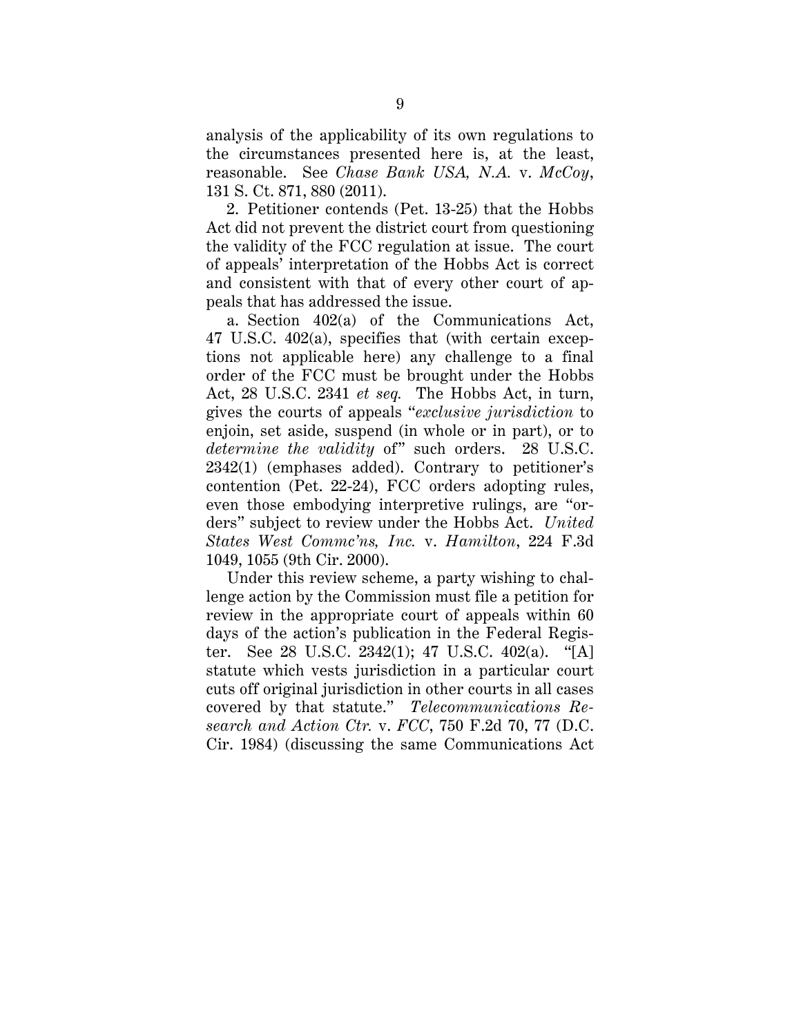analysis of the applicability of its own regulations to the circumstances presented here is, at the least, reasonable. See *Chase Bank USA, N.A.* v. *McCoy*, 131 S. Ct. 871, 880 (2011).

2. Petitioner contends (Pet. 13-25) that the Hobbs Act did not prevent the district court from questioning the validity of the FCC regulation at issue. The court of appeals' interpretation of the Hobbs Act is correct and consistent with that of every other court of appeals that has addressed the issue.

a. Section 402(a) of the Communications Act, 47 U.S.C. 402(a), specifies that (with certain exceptions not applicable here) any challenge to a final order of the FCC must be brought under the Hobbs Act, 28 U.S.C. 2341 *et seq.* The Hobbs Act, in turn, gives the courts of appeals "*exclusive jurisdiction* to enjoin, set aside, suspend (in whole or in part), or to *determine the validity* of" such orders. 28 U.S.C. 2342(1) (emphases added). Contrary to petitioner's contention (Pet. 22-24), FCC orders adopting rules, even those embodying interpretive rulings, are "orders" subject to review under the Hobbs Act. *United States West Commc'ns, Inc.* v. *Hamilton*, 224 F.3d 1049, 1055 (9th Cir. 2000).

Under this review scheme, a party wishing to challenge action by the Commission must file a petition for review in the appropriate court of appeals within 60 days of the action's publication in the Federal Register. See 28 U.S.C. 2342(1); 47 U.S.C. 402(a). "[A] statute which vests jurisdiction in a particular court cuts off original jurisdiction in other courts in all cases covered by that statute." *Telecommunications Research and Action Ctr.* v. *FCC*, 750 F.2d 70, 77 (D.C. Cir. 1984) (discussing the same Communications Act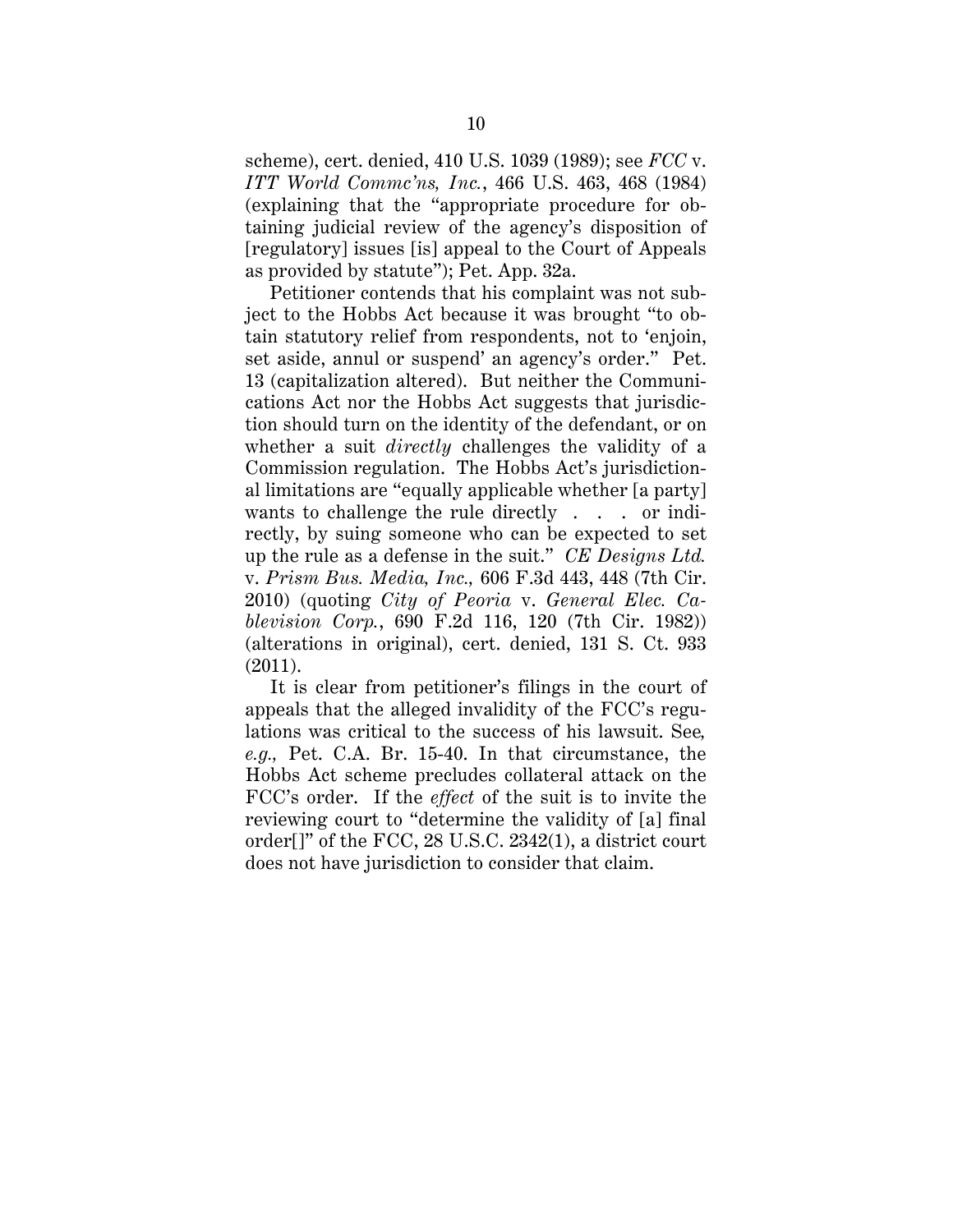scheme), cert. denied, 410 U.S. 1039 (1989); see *FCC* v. *ITT World Commc'ns, Inc.*, 466 U.S. 463, 468 (1984) (explaining that the "appropriate procedure for obtaining judicial review of the agency's disposition of [regulatory] issues [is] appeal to the Court of Appeals as provided by statute"); Pet. App. 32a.

Petitioner contends that his complaint was not subject to the Hobbs Act because it was brought "to obtain statutory relief from respondents, not to 'enjoin, set aside, annul or suspend' an agency's order." Pet. 13 (capitalization altered). But neither the Communications Act nor the Hobbs Act suggests that jurisdiction should turn on the identity of the defendant, or on whether a suit *directly* challenges the validity of a Commission regulation. The Hobbs Act's jurisdictional limitations are "equally applicable whether [a party] wants to challenge the rule directly . . . or indirectly, by suing someone who can be expected to set up the rule as a defense in the suit." *CE Designs Ltd.* v. *Prism Bus. Media, Inc.*, 606 F.3d 443, 448 (7th Cir. 2010) (quoting *City of Peoria* v. *General Elec. Cablevision Corp.*, 690 F.2d 116, 120 (7th Cir. 1982)) (alterations in original), cert. denied, 131 S. Ct. 933 (2011).

It is clear from petitioner's filings in the court of appeals that the alleged invalidity of the FCC's regulations was critical to the success of his lawsuit. See, *e.g.*, Pet. C.A. Br. 15-40. In that circumstance, the Hobbs Act scheme precludes collateral attack on the FCC's order. If the *effect* of the suit is to invite the reviewing court to "determine the validity of [a] final order[]" of the FCC, 28 U.S.C. 2342(1), a district court does not have jurisdiction to consider that claim.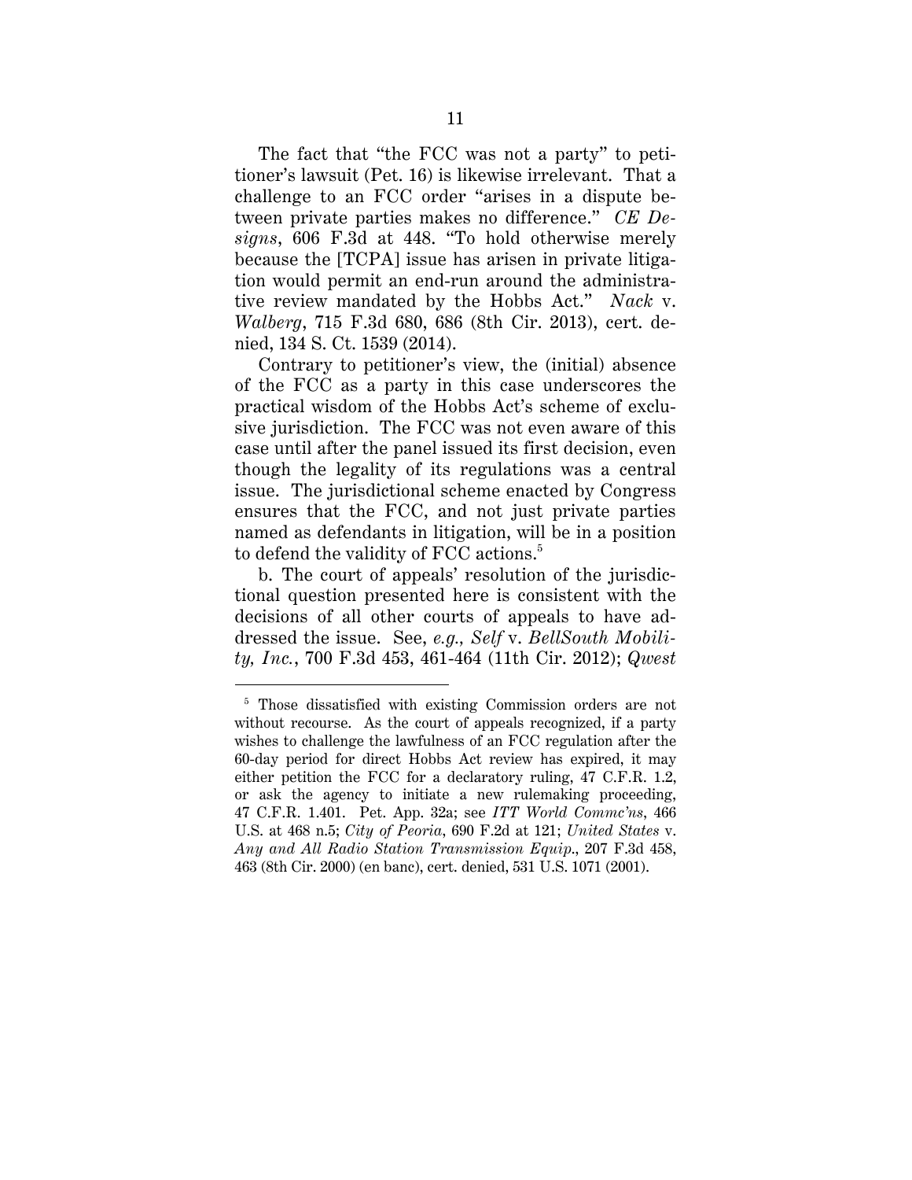The fact that "the FCC was not a party" to petitioner's lawsuit (Pet. 16) is likewise irrelevant. That a challenge to an FCC order "arises in a dispute between private parties makes no difference." *CE Designs*, 606 F.3d at 448. "To hold otherwise merely because the [TCPA] issue has arisen in private litigation would permit an end-run around the administrative review mandated by the Hobbs Act." *Nack* v. *Walberg*, 715 F.3d 680, 686 (8th Cir. 2013), cert. denied, 134 S. Ct. 1539 (2014).

Contrary to petitioner's view, the (initial) absence of the FCC as a party in this case underscores the practical wisdom of the Hobbs Act's scheme of exclusive jurisdiction. The FCC was not even aware of this case until after the panel issued its first decision, even though the legality of its regulations was a central issue. The jurisdictional scheme enacted by Congress ensures that the FCC, and not just private parties named as defendants in litigation, will be in a position to defend the validity of FCC actions.[5]

b. The court of appeals' resolution of the jurisdictional question presented here is consistent with the decisions of all other courts of appeals to have addressed the issue. See, *e.g., Self* v. *BellSouth Mobility, Inc.*, 700 F.3d 453, 461-464 (11th Cir. 2012); *Qwest*

---

[5] Those dissatisfied with existing Commission orders are not without recourse. As the court of appeals recognized, if a party wishes to challenge the lawfulness of an FCC regulation after the 60-day period for direct Hobbs Act review has expired, it may either petition the FCC for a declaratory ruling, 47 C.F.R. 1.2, or ask the agency to initiate a new rulemaking proceeding, 47 C.F.R. 1.401. Pet. App. 32a; see *ITT World Commc'ns*, 466 U.S. at 468 n.5; *City of Peoria*, 690 F.2d at 121; *United States* v. *Any and All Radio Station Transmission Equip.*, 207 F.3d 458, 463 (8th Cir. 2000) (en banc), cert. denied, 531 U.S. 1071 (2001).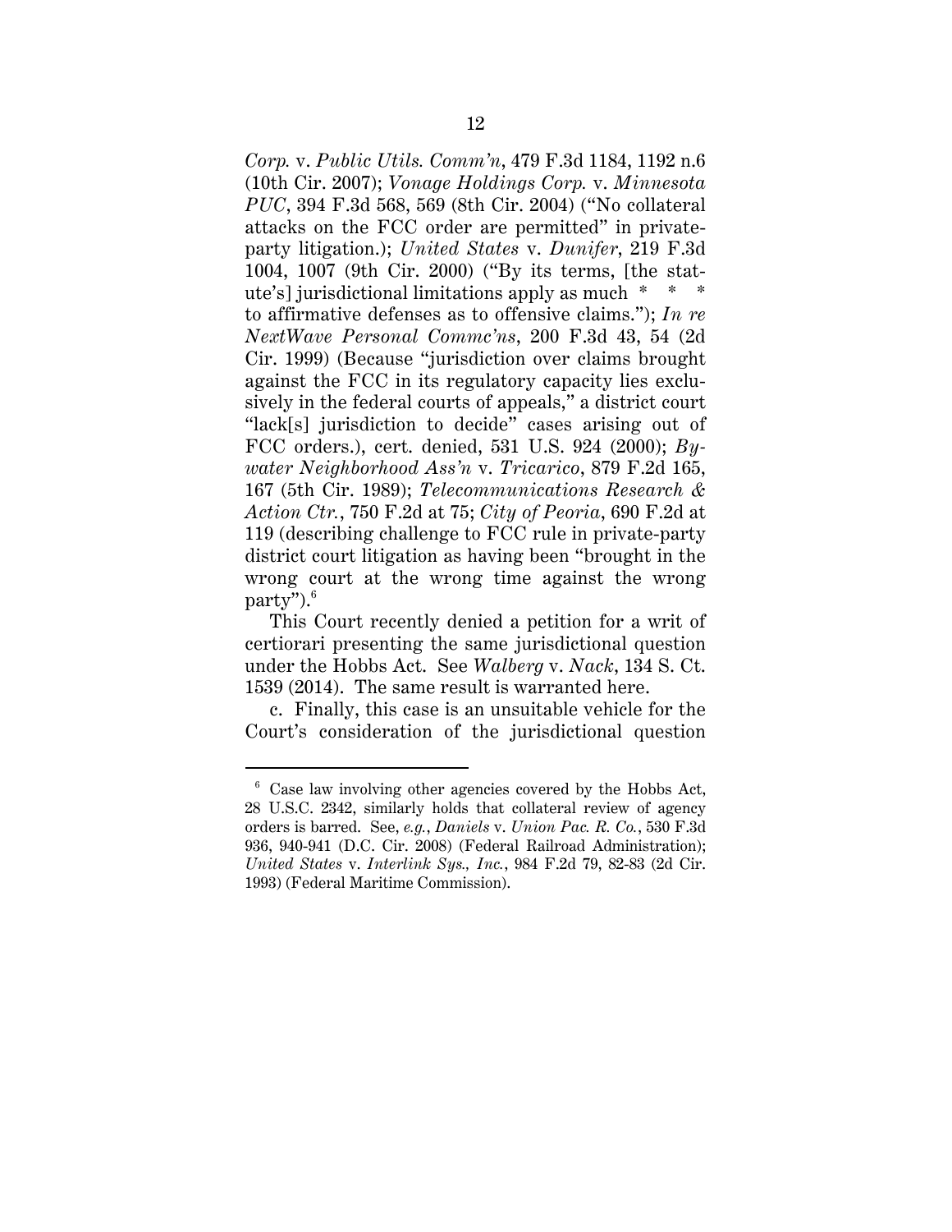*Corp.* v. *Public Utils. Comm'n*, 479 F.3d 1184, 1192 n.6 (10th Cir. 2007); *Vonage Holdings Corp.* v. *Minnesota PUC*, 394 F.3d 568, 569 (8th Cir. 2004) ("No collateral attacks on the FCC order are permitted" in private-party litigation.); *United States* v. *Dunifer*, 219 F.3d 1004, 1007 (9th Cir. 2000) ("By its terms, [the statute's] jurisdictional limitations apply as much \* \* \* to affirmative defenses as to offensive claims."); *In re NextWave Personal Commc'ns*, 200 F.3d 43, 54 (2d Cir. 1999) (Because "jurisdiction over claims brought against the FCC in its regulatory capacity lies exclusively in the federal courts of appeals," a district court "lack[s] jurisdiction to decide" cases arising out of FCC orders.), cert. denied, 531 U.S. 924 (2000); *Bywater Neighborhood Ass'n* v. *Tricarico*, 879 F.2d 165, 167 (5th Cir. 1989); *Telecommunications Research & Action Ctr.*, 750 F.2d at 75; *City of Peoria*, 690 F.2d at 119 (describing challenge to FCC rule in private-party district court litigation as having been "brought in the wrong court at the wrong time against the wrong party").[6]

This Court recently denied a petition for a writ of certiorari presenting the same jurisdictional question under the Hobbs Act. See *Walberg* v. *Nack*, 134 S. Ct. 1539 (2014). The same result is warranted here.

c. Finally, this case is an unsuitable vehicle for the Court's consideration of the jurisdictional question

---

[6] Case law involving other agencies covered by the Hobbs Act, 28 U.S.C. 2342, similarly holds that collateral review of agency orders is barred. See, *e.g.*, *Daniels* v. *Union Pac. R. Co.*, 530 F.3d 936, 940-941 (D.C. Cir. 2008) (Federal Railroad Administration); *United States* v. *Interlink Sys., Inc.*, 984 F.2d 79, 82-83 (2d Cir. 1993) (Federal Maritime Commission).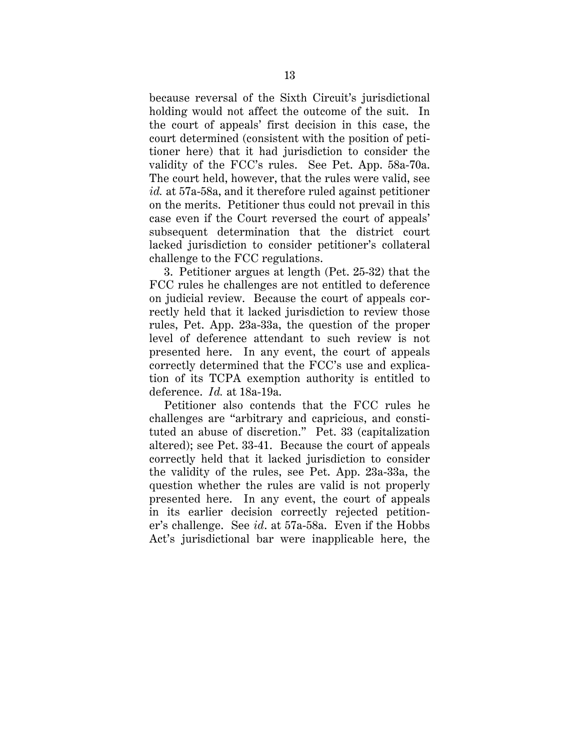because reversal of the Sixth Circuit's jurisdictional holding would not affect the outcome of the suit. In the court of appeals' first decision in this case, the court determined (consistent with the position of petitioner here) that it had jurisdiction to consider the validity of the FCC's rules. See Pet. App. 58a-70a. The court held, however, that the rules were valid, see *id.* at 57a-58a, and it therefore ruled against petitioner on the merits. Petitioner thus could not prevail in this case even if the Court reversed the court of appeals' subsequent determination that the district court lacked jurisdiction to consider petitioner's collateral challenge to the FCC regulations.

3. Petitioner argues at length (Pet. 25-32) that the FCC rules he challenges are not entitled to deference on judicial review. Because the court of appeals correctly held that it lacked jurisdiction to review those rules, Pet. App. 23a-33a, the question of the proper level of deference attendant to such review is not presented here. In any event, the court of appeals correctly determined that the FCC's use and explication of its TCPA exemption authority is entitled to deference. *Id.* at 18a-19a.

Petitioner also contends that the FCC rules he challenges are "arbitrary and capricious, and constituted an abuse of discretion." Pet. 33 (capitalization altered); see Pet. 33-41. Because the court of appeals correctly held that it lacked jurisdiction to consider the validity of the rules, see Pet. App. 23a-33a, the question whether the rules are valid is not properly presented here. In any event, the court of appeals in its earlier decision correctly rejected petitioner's challenge. See *id*. at 57a-58a. Even if the Hobbs Act's jurisdictional bar were inapplicable here, the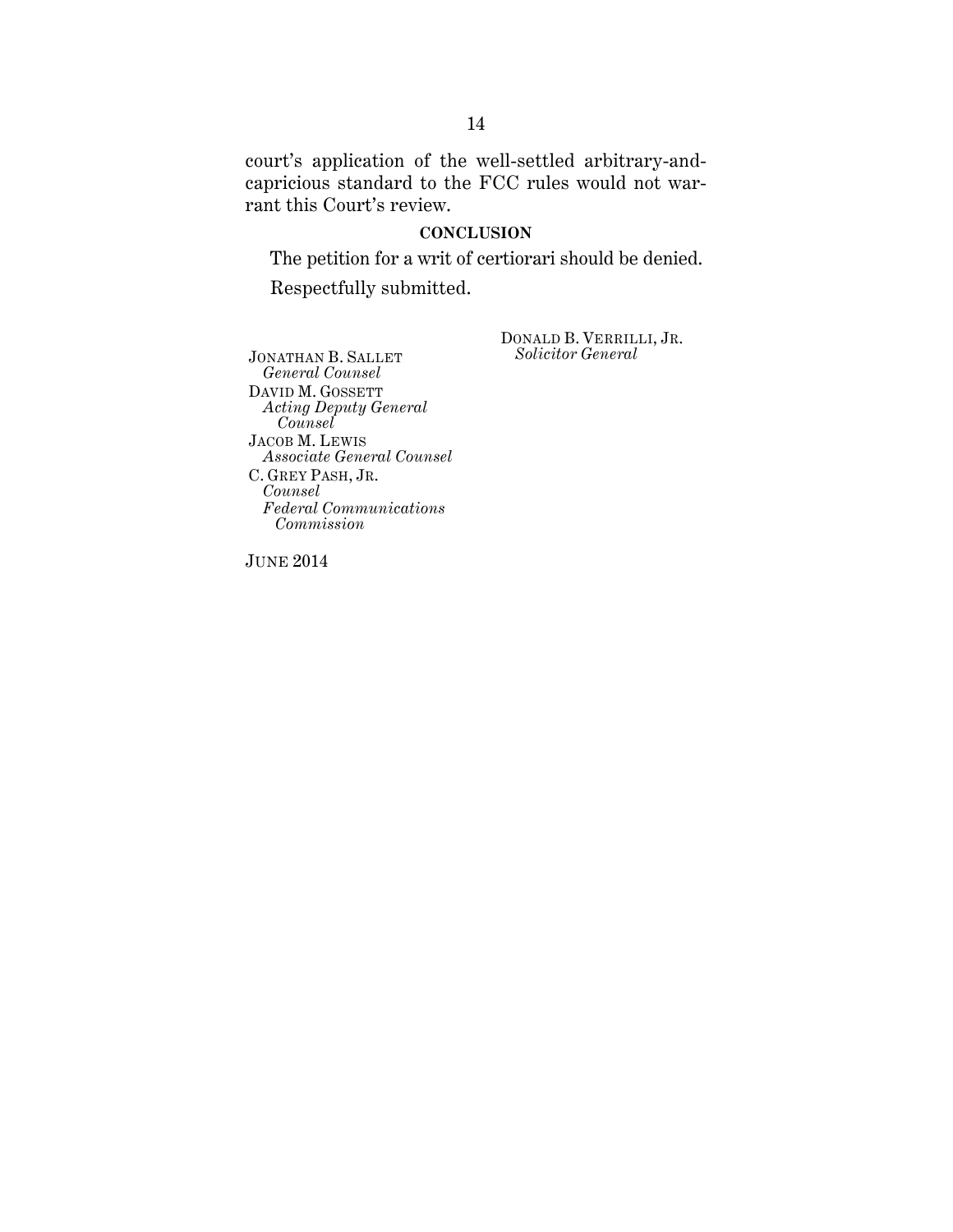court's application of the well-settled arbitrary-and-capricious standard to the FCC rules would not warrant this Court's review.

## CONCLUSION

The petition for a writ of certiorari should be denied.

Respectfully submitted.

DONALD B. VERRILLI, JR.
*Solicitor General*

JONATHAN B. SALLET
*General Counsel*
DAVID M. GOSSETT
*Acting Deputy General Counsel*
JACOB M. LEWIS
*Associate General Counsel*
C. GREY PASH, JR.
*Counsel*
*Federal Communications Commission*

JUNE 2014